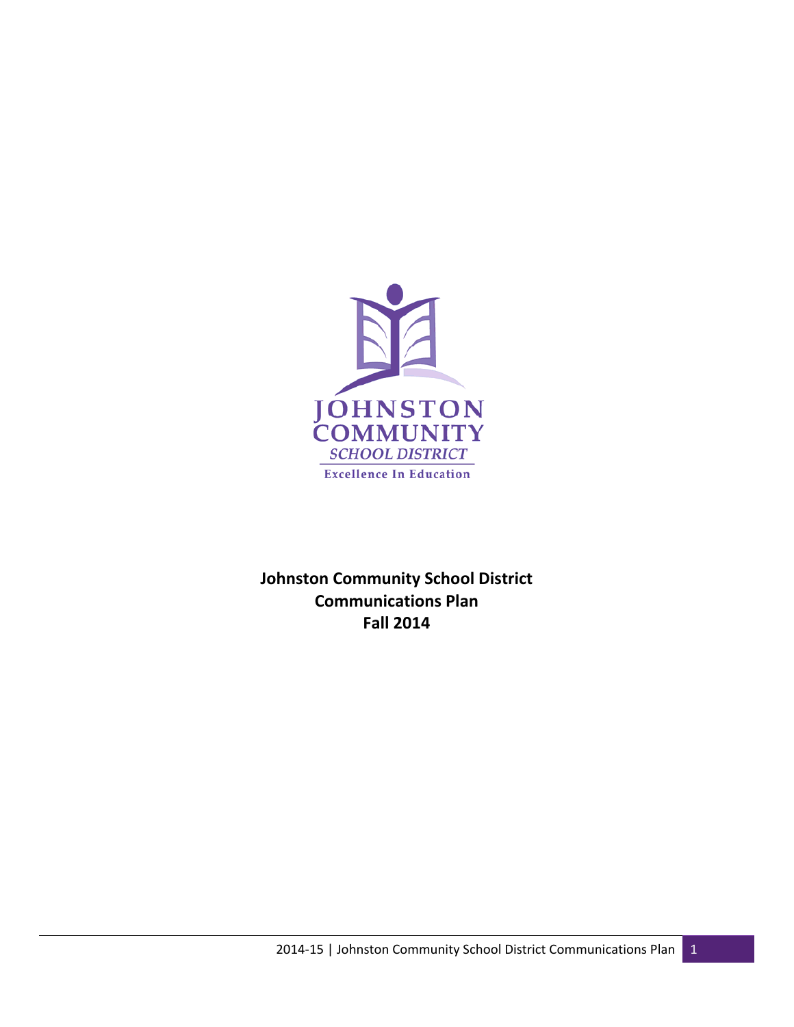JOHNSTON COMMUNITY

*SCHOOL DISTRICT*

Excellence In Education

**Johnston Community School District**
**Communications Plan**
**Fall 2014**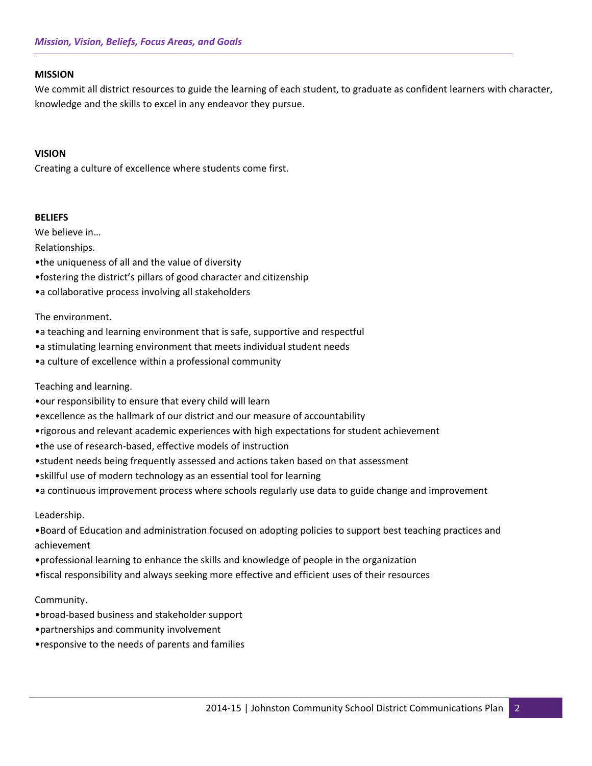*Mission, Vision, Beliefs, Focus Areas, and Goals*

**MISSION**

We commit all district resources to guide the learning of each student, to graduate as confident learners with character, knowledge and the skills to excel in any endeavor they pursue.

**VISION**

Creating a culture of excellence where students come first.

**BELIEFS**

We believe in…

Relationships.

- the uniqueness of all and the value of diversity
- fostering the district's pillars of good character and citizenship
- a collaborative process involving all stakeholders

The environment.

- a teaching and learning environment that is safe, supportive and respectful
- a stimulating learning environment that meets individual student needs
- a culture of excellence within a professional community

Teaching and learning.

- our responsibility to ensure that every child will learn
- excellence as the hallmark of our district and our measure of accountability
- rigorous and relevant academic experiences with high expectations for student achievement
- the use of research-based, effective models of instruction
- student needs being frequently assessed and actions taken based on that assessment
- skillful use of modern technology as an essential tool for learning
- a continuous improvement process where schools regularly use data to guide change and improvement

Leadership.

- Board of Education and administration focused on adopting policies to support best teaching practices and achievement
- professional learning to enhance the skills and knowledge of people in the organization
- fiscal responsibility and always seeking more effective and efficient uses of their resources

Community.

- broad-based business and stakeholder support
- partnerships and community involvement
- responsive to the needs of parents and families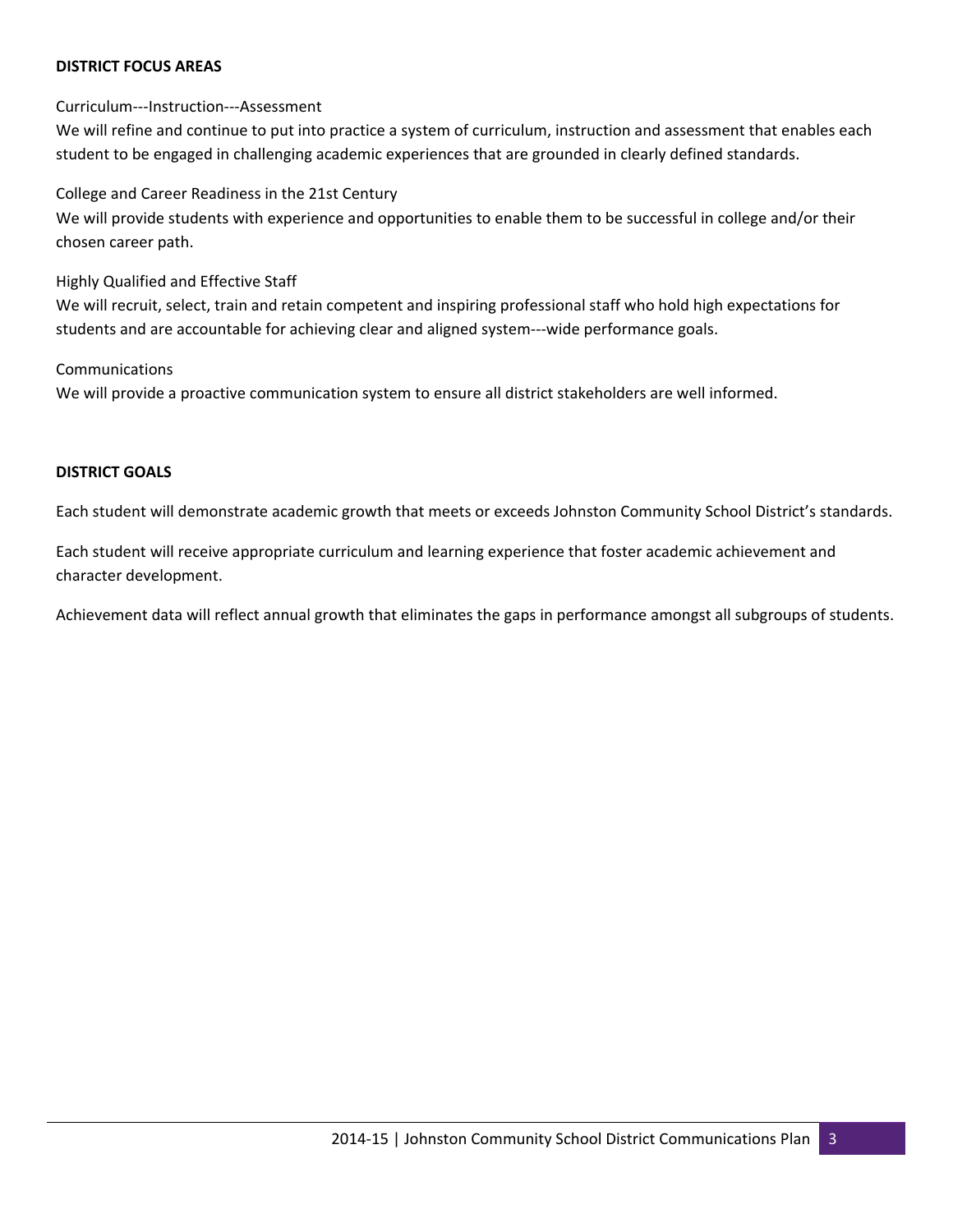**DISTRICT FOCUS AREAS**

Curriculum---Instruction---Assessment
We will refine and continue to put into practice a system of curriculum, instruction and assessment that enables each student to be engaged in challenging academic experiences that are grounded in clearly defined standards.

College and Career Readiness in the 21st Century
We will provide students with experience and opportunities to enable them to be successful in college and/or their chosen career path.

Highly Qualified and Effective Staff
We will recruit, select, train and retain competent and inspiring professional staff who hold high expectations for students and are accountable for achieving clear and aligned system---wide performance goals.

Communications
We will provide a proactive communication system to ensure all district stakeholders are well informed.

**DISTRICT GOALS**

Each student will demonstrate academic growth that meets or exceeds Johnston Community School District's standards.

Each student will receive appropriate curriculum and learning experience that foster academic achievement and character development.

Achievement data will reflect annual growth that eliminates the gaps in performance amongst all subgroups of students.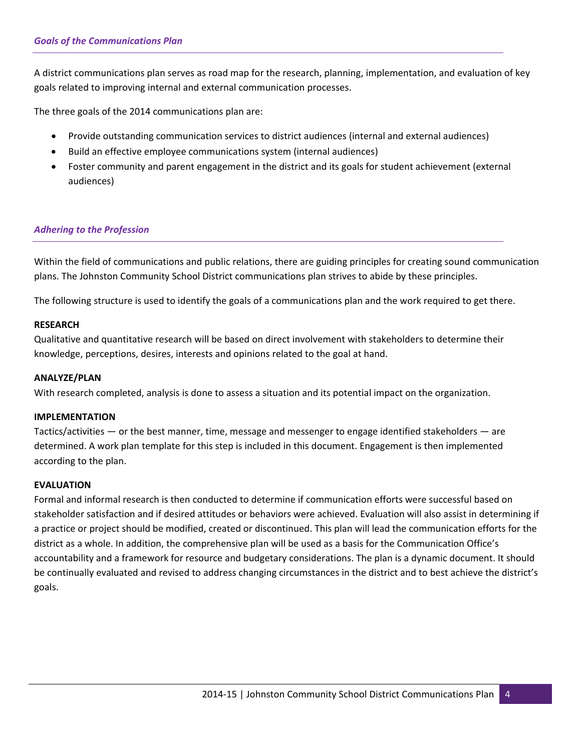## *Goals of the Communications Plan*

A district communications plan serves as road map for the research, planning, implementation, and evaluation of key goals related to improving internal and external communication processes.

The three goals of the 2014 communications plan are:

- Provide outstanding communication services to district audiences (internal and external audiences)
- Build an effective employee communications system (internal audiences)
- Foster community and parent engagement in the district and its goals for student achievement (external audiences)

## *Adhering to the Profession*

Within the field of communications and public relations, there are guiding principles for creating sound communication plans. The Johnston Community School District communications plan strives to abide by these principles.

The following structure is used to identify the goals of a communications plan and the work required to get there.

**RESEARCH**
Qualitative and quantitative research will be based on direct involvement with stakeholders to determine their knowledge, perceptions, desires, interests and opinions related to the goal at hand.

**ANALYZE/PLAN**
With research completed, analysis is done to assess a situation and its potential impact on the organization.

**IMPLEMENTATION**
Tactics/activities — or the best manner, time, message and messenger to engage identified stakeholders — are determined. A work plan template for this step is included in this document. Engagement is then implemented according to the plan.

**EVALUATION**
Formal and informal research is then conducted to determine if communication efforts were successful based on stakeholder satisfaction and if desired attitudes or behaviors were achieved. Evaluation will also assist in determining if a practice or project should be modified, created or discontinued. This plan will lead the communication efforts for the district as a whole. In addition, the comprehensive plan will be used as a basis for the Communication Office's accountability and a framework for resource and budgetary considerations. The plan is a dynamic document. It should be continually evaluated and revised to address changing circumstances in the district and to best achieve the district's goals.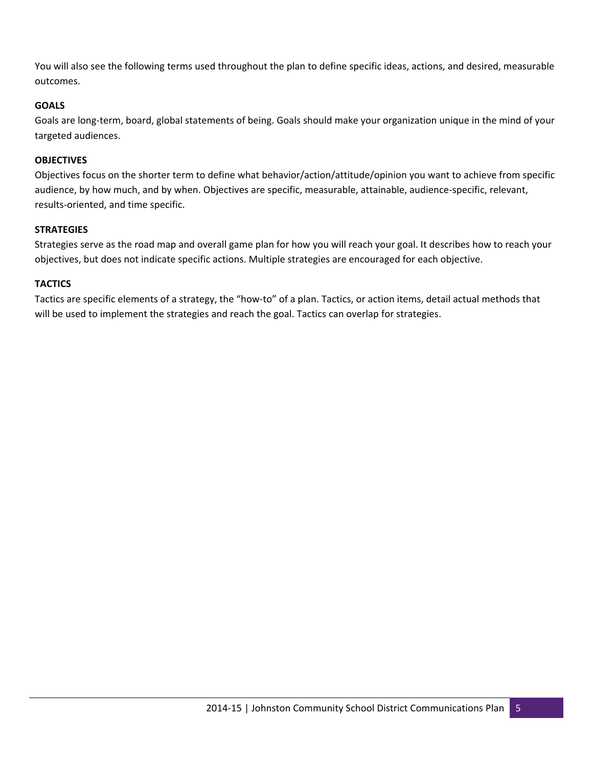You will also see the following terms used throughout the plan to define specific ideas, actions, and desired, measurable outcomes.

**GOALS**

Goals are long-term, board, global statements of being. Goals should make your organization unique in the mind of your targeted audiences.

**OBJECTIVES**

Objectives focus on the shorter term to define what behavior/action/attitude/opinion you want to achieve from specific audience, by how much, and by when. Objectives are specific, measurable, attainable, audience-specific, relevant, results-oriented, and time specific.

**STRATEGIES**

Strategies serve as the road map and overall game plan for how you will reach your goal. It describes how to reach your objectives, but does not indicate specific actions. Multiple strategies are encouraged for each objective.

**TACTICS**

Tactics are specific elements of a strategy, the "how-to" of a plan. Tactics, or action items, detail actual methods that will be used to implement the strategies and reach the goal. Tactics can overlap for strategies.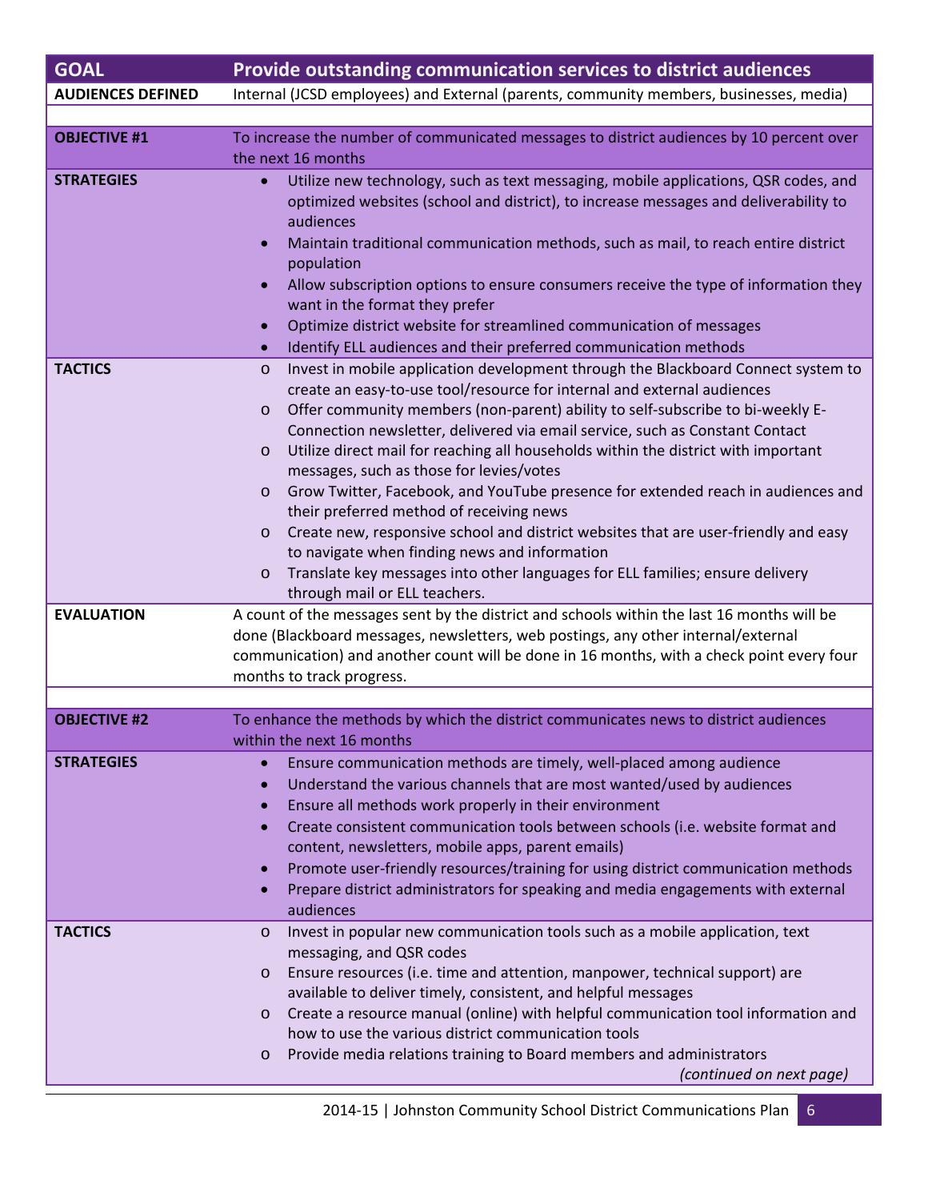| GOAL | Provide outstanding communication services to district audiences |
|---|---|
| **AUDIENCES DEFINED** | Internal (JCSD employees) and External (parents, community members, businesses, media) |
| | |
| **OBJECTIVE #1** | To increase the number of communicated messages to district audiences by 10 percent over the next 16 months |
| **STRATEGIES** | • Utilize new technology, such as text messaging, mobile applications, QSR codes, and optimized websites (school and district), to increase messages and deliverability to audiences<br>• Maintain traditional communication methods, such as mail, to reach entire district population<br>• Allow subscription options to ensure consumers receive the type of information they want in the format they prefer<br>• Optimize district website for streamlined communication of messages<br>• Identify ELL audiences and their preferred communication methods |
| **TACTICS** | o Invest in mobile application development through the Blackboard Connect system to create an easy-to-use tool/resource for internal and external audiences<br>o Offer community members (non-parent) ability to self-subscribe to bi-weekly E-Connection newsletter, delivered via email service, such as Constant Contact<br>o Utilize direct mail for reaching all households within the district with important messages, such as those for levies/votes<br>o Grow Twitter, Facebook, and YouTube presence for extended reach in audiences and their preferred method of receiving news<br>o Create new, responsive school and district websites that are user-friendly and easy to navigate when finding news and information<br>o Translate key messages into other languages for ELL families; ensure delivery through mail or ELL teachers. |
| **EVALUATION** | A count of the messages sent by the district and schools within the last 16 months will be done (Blackboard messages, newsletters, web postings, any other internal/external communication) and another count will be done in 16 months, with a check point every four months to track progress. |
| | |
| **OBJECTIVE #2** | To enhance the methods by which the district communicates news to district audiences within the next 16 months |
| **STRATEGIES** | • Ensure communication methods are timely, well-placed among audience<br>• Understand the various channels that are most wanted/used by audiences<br>• Ensure all methods work properly in their environment<br>• Create consistent communication tools between schools (i.e. website format and content, newsletters, mobile apps, parent emails)<br>• Promote user-friendly resources/training for using district communication methods<br>• Prepare district administrators for speaking and media engagements with external audiences |
| **TACTICS** | o Invest in popular new communication tools such as a mobile application, text messaging, and QSR codes<br>o Ensure resources (i.e. time and attention, manpower, technical support) are available to deliver timely, consistent, and helpful messages<br>o Create a resource manual (online) with helpful communication tool information and how to use the various district communication tools<br>o Provide media relations training to Board members and administrators<br>*(continued on next page)* |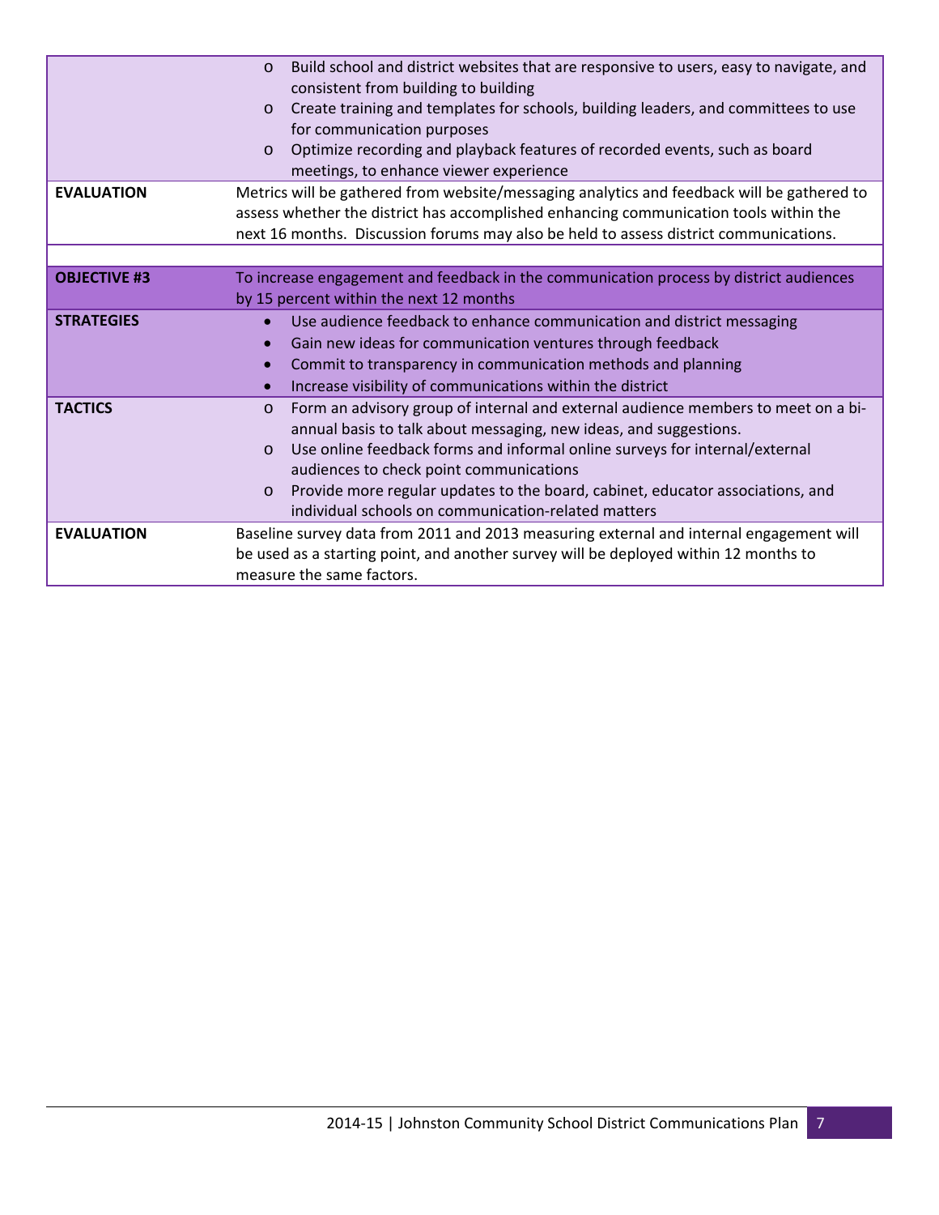| | |
|---|---|
| | ○ Build school and district websites that are responsive to users, easy to navigate, and consistent from building to building<br>○ Create training and templates for schools, building leaders, and committees to use for communication purposes<br>○ Optimize recording and playback features of recorded events, such as board meetings, to enhance viewer experience |
| **EVALUATION** | Metrics will be gathered from website/messaging analytics and feedback will be gathered to assess whether the district has accomplished enhancing communication tools within the next 16 months. Discussion forums may also be held to assess district communications. |
| | |
| **OBJECTIVE #3** | To increase engagement and feedback in the communication process by district audiences by 15 percent within the next 12 months |
| **STRATEGIES** | • Use audience feedback to enhance communication and district messaging<br>• Gain new ideas for communication ventures through feedback<br>• Commit to transparency in communication methods and planning<br>• Increase visibility of communications within the district |
| **TACTICS** | ○ Form an advisory group of internal and external audience members to meet on a bi-annual basis to talk about messaging, new ideas, and suggestions.<br>○ Use online feedback forms and informal online surveys for internal/external audiences to check point communications<br>○ Provide more regular updates to the board, cabinet, educator associations, and individual schools on communication-related matters |
| **EVALUATION** | Baseline survey data from 2011 and 2013 measuring external and internal engagement will be used as a starting point, and another survey will be deployed within 12 months to measure the same factors. |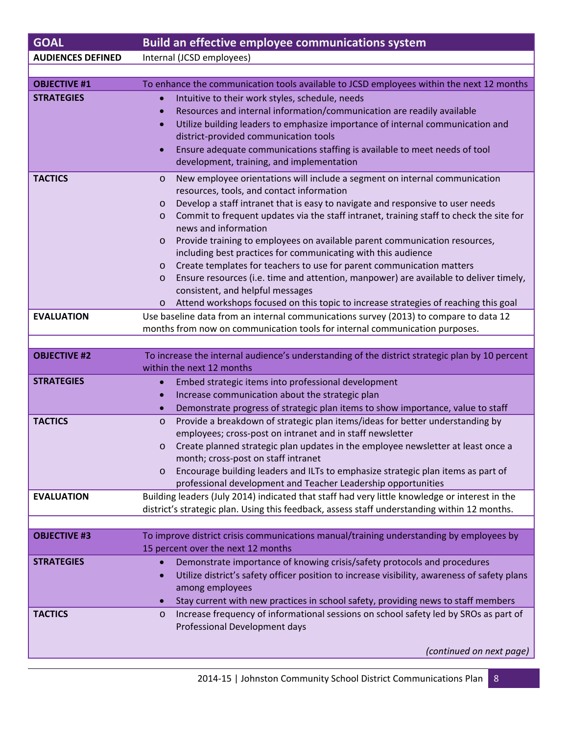| GOAL | Build an effective employee communications system |
|---|---|
| **AUDIENCES DEFINED** | Internal (JCSD employees) |
| | |
| **OBJECTIVE #1** | To enhance the communication tools available to JCSD employees within the next 12 months |
| **STRATEGIES** | • Intuitive to their work styles, schedule, needs<br>• Resources and internal information/communication are readily available<br>• Utilize building leaders to emphasize importance of internal communication and district-provided communication tools<br>• Ensure adequate communications staffing is available to meet needs of tool development, training, and implementation |
| **TACTICS** | o New employee orientations will include a segment on internal communication resources, tools, and contact information<br>o Develop a staff intranet that is easy to navigate and responsive to user needs<br>o Commit to frequent updates via the staff intranet, training staff to check the site for news and information<br>o Provide training to employees on available parent communication resources, including best practices for communicating with this audience<br>o Create templates for teachers to use for parent communication matters<br>o Ensure resources (i.e. time and attention, manpower) are available to deliver timely, consistent, and helpful messages<br>o Attend workshops focused on this topic to increase strategies of reaching this goal |
| **EVALUATION** | Use baseline data from an internal communications survey (2013) to compare to data 12 months from now on communication tools for internal communication purposes. |
| | |
| **OBJECTIVE #2** | To increase the internal audience's understanding of the district strategic plan by 10 percent within the next 12 months |
| **STRATEGIES** | • Embed strategic items into professional development<br>• Increase communication about the strategic plan<br>• Demonstrate progress of strategic plan items to show importance, value to staff |
| **TACTICS** | o Provide a breakdown of strategic plan items/ideas for better understanding by employees; cross-post on intranet and in staff newsletter<br>o Create planned strategic plan updates in the employee newsletter at least once a month; cross-post on staff intranet<br>o Encourage building leaders and ILTs to emphasize strategic plan items as part of professional development and Teacher Leadership opportunities |
| **EVALUATION** | Building leaders (July 2014) indicated that staff had very little knowledge or interest in the district's strategic plan. Using this feedback, assess staff understanding within 12 months. |
| | |
| **OBJECTIVE #3** | To improve district crisis communications manual/training understanding by employees by 15 percent over the next 12 months |
| **STRATEGIES** | • Demonstrate importance of knowing crisis/safety protocols and procedures<br>• Utilize district's safety officer position to increase visibility, awareness of safety plans among employees<br>• Stay current with new practices in school safety, providing news to staff members |
| **TACTICS** | o Increase frequency of informational sessions on school safety led by SROs as part of Professional Development days<br><br>*(continued on next page)* |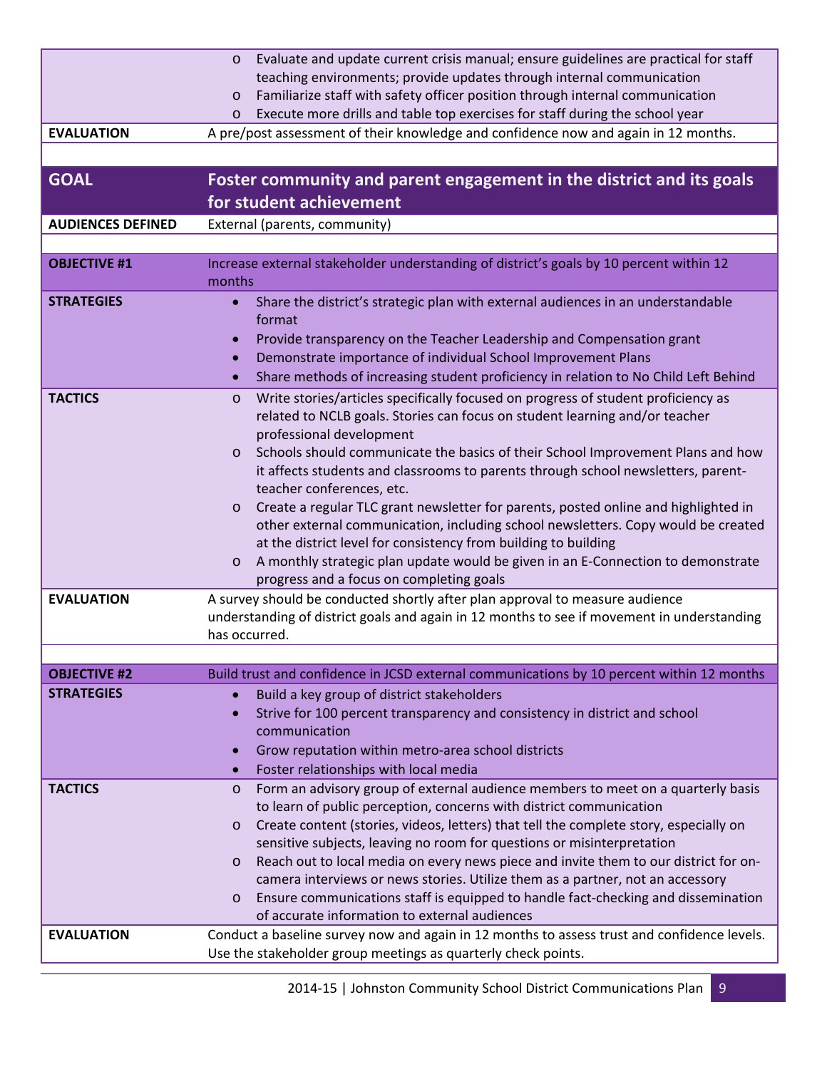| | |
|---|---|
| | <ul><li>Evaluate and update current crisis manual; ensure guidelines are practical for staff teaching environments; provide updates through internal communication</li><li>Familiarize staff with safety officer position through internal communication</li><li>Execute more drills and table top exercises for staff during the school year</li></ul> |
| **EVALUATION** | A pre/post assessment of their knowledge and confidence now and again in 12 months. |

| | |
|---|---|
| **GOAL** | **Foster community and parent engagement in the district and its goals for student achievement** |
| **AUDIENCES DEFINED** | External (parents, community) |
| | |
| **OBJECTIVE #1** | Increase external stakeholder understanding of district's goals by 10 percent within 12 months |
| **STRATEGIES** | <ul><li>Share the district's strategic plan with external audiences in an understandable format</li><li>Provide transparency on the Teacher Leadership and Compensation grant</li><li>Demonstrate importance of individual School Improvement Plans</li><li>Share methods of increasing student proficiency in relation to No Child Left Behind</li></ul> |
| **TACTICS** | <ul><li>Write stories/articles specifically focused on progress of student proficiency as related to NCLB goals. Stories can focus on student learning and/or teacher professional development</li><li>Schools should communicate the basics of their School Improvement Plans and how it affects students and classrooms to parents through school newsletters, parent-teacher conferences, etc.</li><li>Create a regular TLC grant newsletter for parents, posted online and highlighted in other external communication, including school newsletters. Copy would be created at the district level for consistency from building to building</li><li>A monthly strategic plan update would be given in an E-Connection to demonstrate progress and a focus on completing goals</li></ul> |
| **EVALUATION** | A survey should be conducted shortly after plan approval to measure audience understanding of district goals and again in 12 months to see if movement in understanding has occurred. |
| | |
| **OBJECTIVE #2** | Build trust and confidence in JCSD external communications by 10 percent within 12 months |
| **STRATEGIES** | <ul><li>Build a key group of district stakeholders</li><li>Strive for 100 percent transparency and consistency in district and school communication</li><li>Grow reputation within metro-area school districts</li><li>Foster relationships with local media</li></ul> |
| **TACTICS** | <ul><li>Form an advisory group of external audience members to meet on a quarterly basis to learn of public perception, concerns with district communication</li><li>Create content (stories, videos, letters) that tell the complete story, especially on sensitive subjects, leaving no room for questions or misinterpretation</li><li>Reach out to local media on every news piece and invite them to our district for on-camera interviews or news stories. Utilize them as a partner, not an accessory</li><li>Ensure communications staff is equipped to handle fact-checking and dissemination of accurate information to external audiences</li></ul> |
| **EVALUATION** | Conduct a baseline survey now and again in 12 months to assess trust and confidence levels. Use the stakeholder group meetings as quarterly check points. |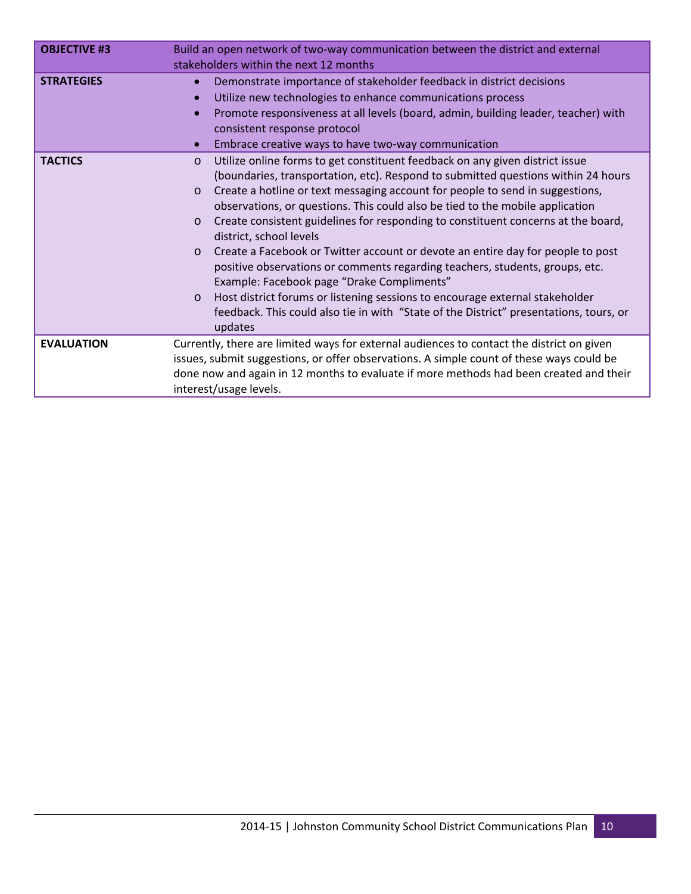| | |
|---|---|
| **OBJECTIVE #3** | Build an open network of two-way communication between the district and external stakeholders within the next 12 months |
| **STRATEGIES** | • Demonstrate importance of stakeholder feedback in district decisions<br>• Utilize new technologies to enhance communications process<br>• Promote responsiveness at all levels (board, admin, building leader, teacher) with consistent response protocol<br>• Embrace creative ways to have two-way communication |
| **TACTICS** | o Utilize online forms to get constituent feedback on any given district issue (boundaries, transportation, etc). Respond to submitted questions within 24 hours<br>o Create a hotline or text messaging account for people to send in suggestions, observations, or questions. This could also be tied to the mobile application<br>o Create consistent guidelines for responding to constituent concerns at the board, district, school levels<br>o Create a Facebook or Twitter account or devote an entire day for people to post positive observations or comments regarding teachers, students, groups, etc. Example: Facebook page "Drake Compliments"<br>o Host district forums or listening sessions to encourage external stakeholder feedback. This could also tie in with "State of the District" presentations, tours, or updates |
| **EVALUATION** | Currently, there are limited ways for external audiences to contact the district on given issues, submit suggestions, or offer observations. A simple count of these ways could be done now and again in 12 months to evaluate if more methods had been created and their interest/usage levels. |